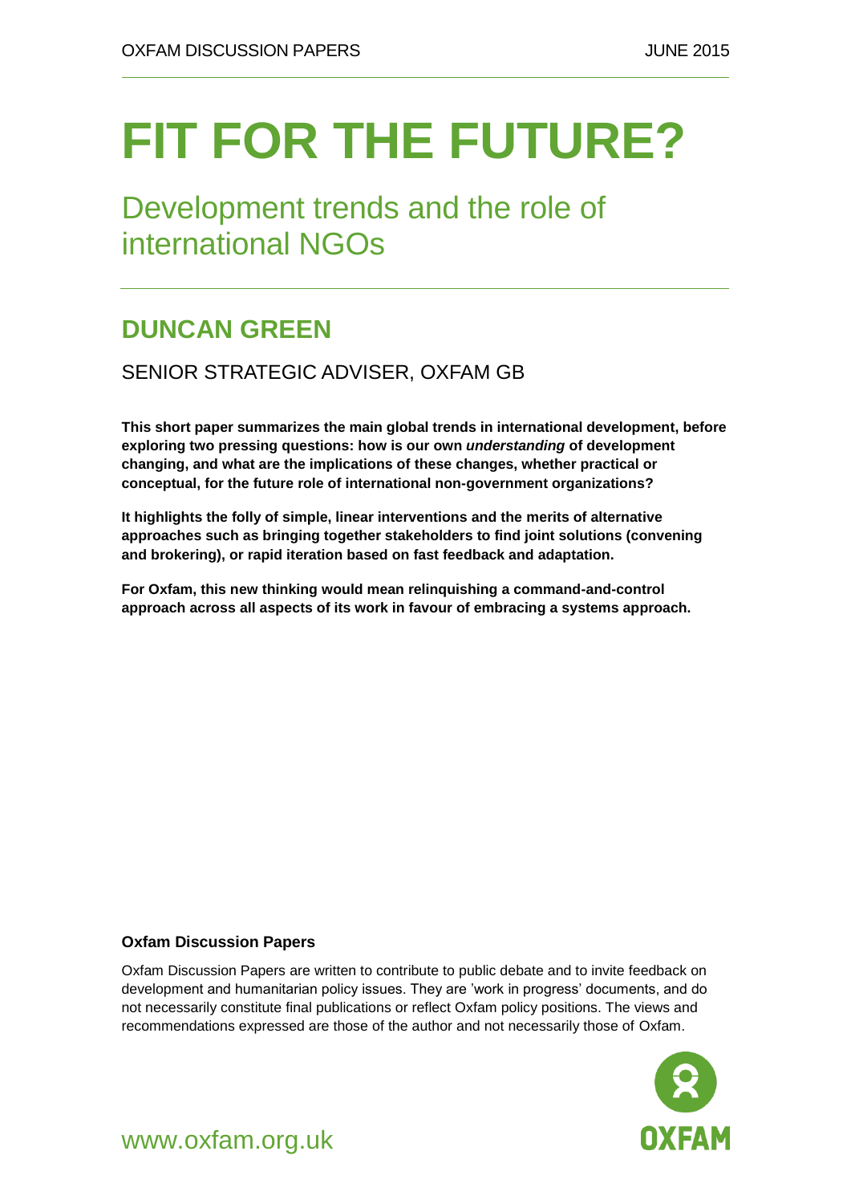OXFAM DISCUSSION PAPERS JUNE 2015

# FIT FOR THE FUTURE?

## Development trends and the role of international NGOs

## DUNCAN GREEN

SENIOR STRATEGIC ADVISER, OXFAM GB

**This short paper summarizes the main global trends in international development, before exploring two pressing questions: how is our own *understanding* of development changing, and what are the implications of these changes, whether practical or conceptual, for the future role of international non-government organizations?**

**It highlights the folly of simple, linear interventions and the merits of alternative approaches such as bringing together stakeholders to find joint solutions (convening and brokering), or rapid iteration based on fast feedback and adaptation.**

**For Oxfam, this new thinking would mean relinquishing a command-and-control approach across all aspects of its work in favour of embracing a systems approach.**

**Oxfam Discussion Papers**

Oxfam Discussion Papers are written to contribute to public debate and to invite feedback on development and humanitarian policy issues. They are 'work in progress' documents, and do not necessarily constitute final publications or reflect Oxfam policy positions. The views and recommendations expressed are those of the author and not necessarily those of Oxfam.

www.oxfam.org.uk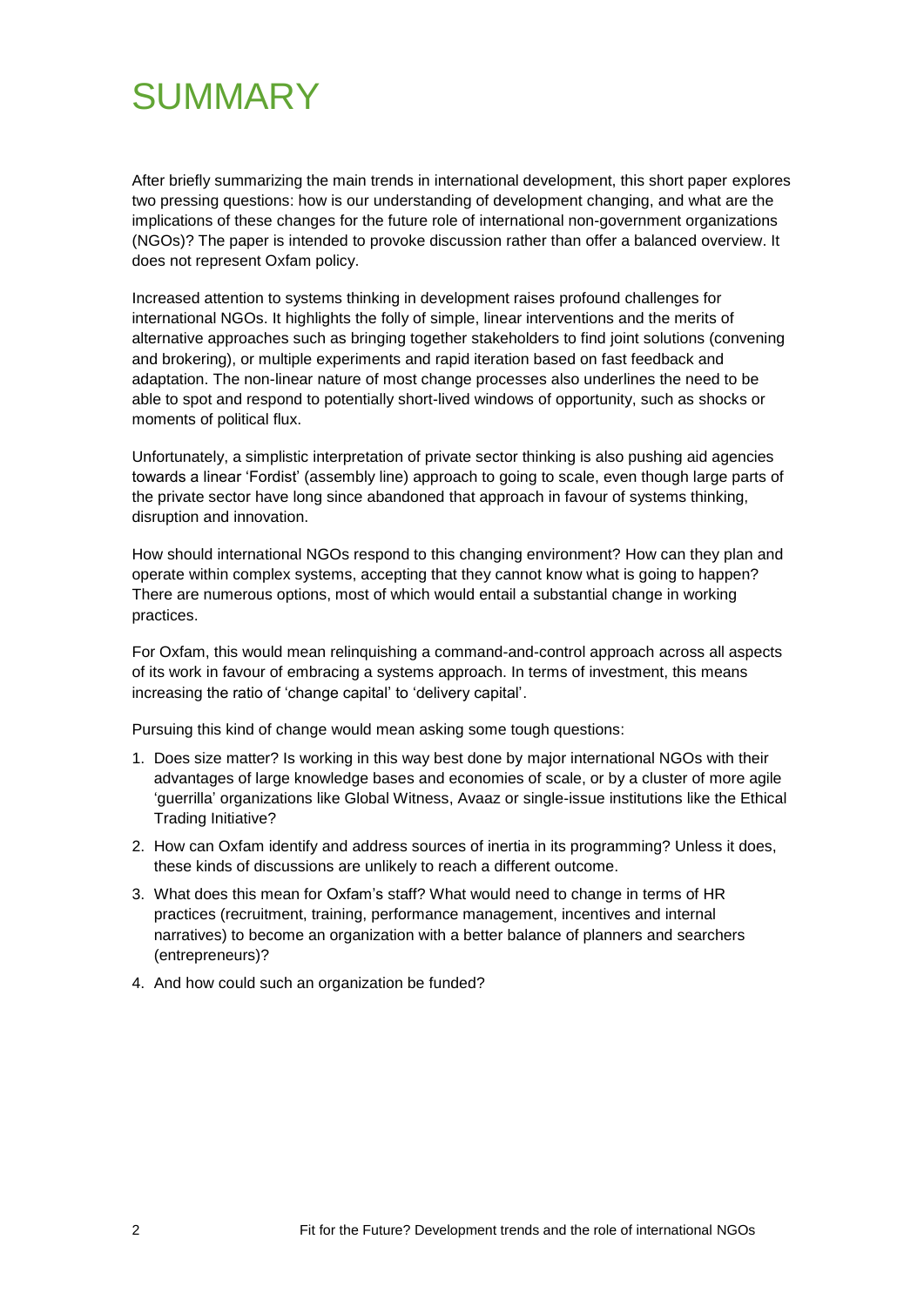# SUMMARY

After briefly summarizing the main trends in international development, this short paper explores two pressing questions: how is our understanding of development changing, and what are the implications of these changes for the future role of international non-government organizations (NGOs)? The paper is intended to provoke discussion rather than offer a balanced overview. It does not represent Oxfam policy.

Increased attention to systems thinking in development raises profound challenges for international NGOs. It highlights the folly of simple, linear interventions and the merits of alternative approaches such as bringing together stakeholders to find joint solutions (convening and brokering), or multiple experiments and rapid iteration based on fast feedback and adaptation. The non-linear nature of most change processes also underlines the need to be able to spot and respond to potentially short-lived windows of opportunity, such as shocks or moments of political flux.

Unfortunately, a simplistic interpretation of private sector thinking is also pushing aid agencies towards a linear 'Fordist' (assembly line) approach to going to scale, even though large parts of the private sector have long since abandoned that approach in favour of systems thinking, disruption and innovation.

How should international NGOs respond to this changing environment? How can they plan and operate within complex systems, accepting that they cannot know what is going to happen? There are numerous options, most of which would entail a substantial change in working practices.

For Oxfam, this would mean relinquishing a command-and-control approach across all aspects of its work in favour of embracing a systems approach. In terms of investment, this means increasing the ratio of 'change capital' to 'delivery capital'.

Pursuing this kind of change would mean asking some tough questions:

1. Does size matter? Is working in this way best done by major international NGOs with their advantages of large knowledge bases and economies of scale, or by a cluster of more agile 'guerrilla' organizations like Global Witness, Avaaz or single-issue institutions like the Ethical Trading Initiative?
2. How can Oxfam identify and address sources of inertia in its programming? Unless it does, these kinds of discussions are unlikely to reach a different outcome.
3. What does this mean for Oxfam's staff? What would need to change in terms of HR practices (recruitment, training, performance management, incentives and internal narratives) to become an organization with a better balance of planners and searchers (entrepreneurs)?
4. And how could such an organization be funded?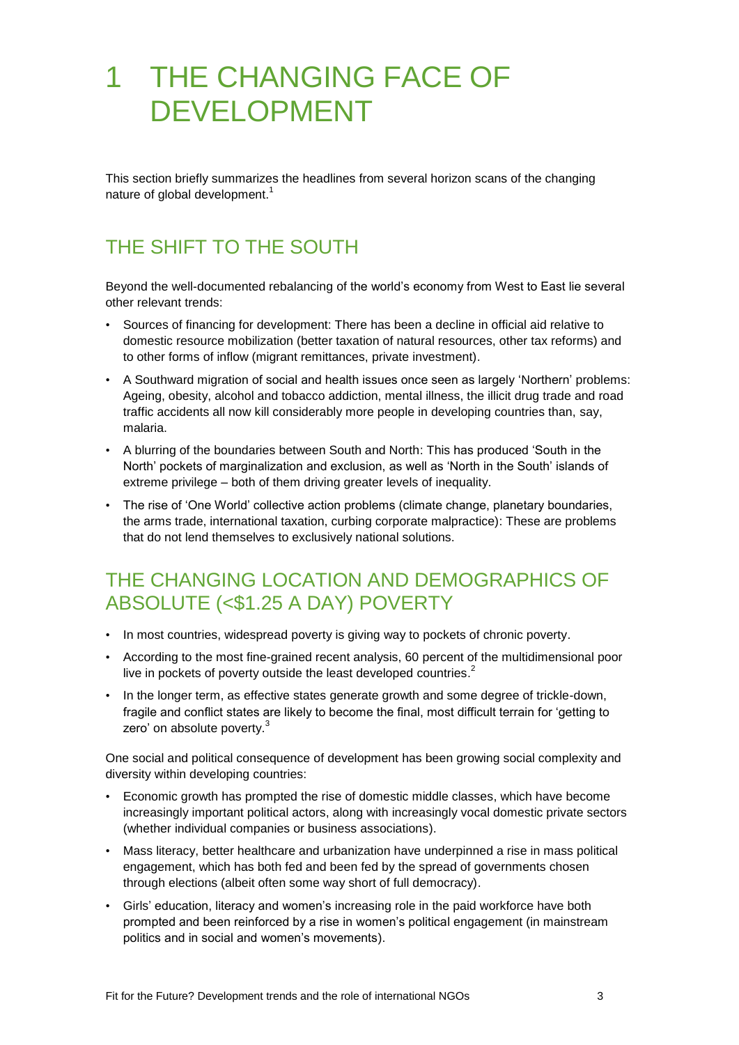# 1 THE CHANGING FACE OF DEVELOPMENT

This section briefly summarizes the headlines from several horizon scans of the changing nature of global development.[1]

## THE SHIFT TO THE SOUTH

Beyond the well-documented rebalancing of the world's economy from West to East lie several other relevant trends:

- Sources of financing for development: There has been a decline in official aid relative to domestic resource mobilization (better taxation of natural resources, other tax reforms) and to other forms of inflow (migrant remittances, private investment).
- A Southward migration of social and health issues once seen as largely 'Northern' problems: Ageing, obesity, alcohol and tobacco addiction, mental illness, the illicit drug trade and road traffic accidents all now kill considerably more people in developing countries than, say, malaria.
- A blurring of the boundaries between South and North: This has produced 'South in the North' pockets of marginalization and exclusion, as well as 'North in the South' islands of extreme privilege – both of them driving greater levels of inequality.
- The rise of 'One World' collective action problems (climate change, planetary boundaries, the arms trade, international taxation, curbing corporate malpractice): These are problems that do not lend themselves to exclusively national solutions.

## THE CHANGING LOCATION AND DEMOGRAPHICS OF ABSOLUTE (<$1.25 A DAY) POVERTY

- In most countries, widespread poverty is giving way to pockets of chronic poverty.
- According to the most fine-grained recent analysis, 60 percent of the multidimensional poor live in pockets of poverty outside the least developed countries.[2]
- In the longer term, as effective states generate growth and some degree of trickle-down, fragile and conflict states are likely to become the final, most difficult terrain for 'getting to zero' on absolute poverty.[3]

One social and political consequence of development has been growing social complexity and diversity within developing countries:

- Economic growth has prompted the rise of domestic middle classes, which have become increasingly important political actors, along with increasingly vocal domestic private sectors (whether individual companies or business associations).
- Mass literacy, better healthcare and urbanization have underpinned a rise in mass political engagement, which has both fed and been fed by the spread of governments chosen through elections (albeit often some way short of full democracy).
- Girls' education, literacy and women's increasing role in the paid workforce have both prompted and been reinforced by a rise in women's political engagement (in mainstream politics and in social and women's movements).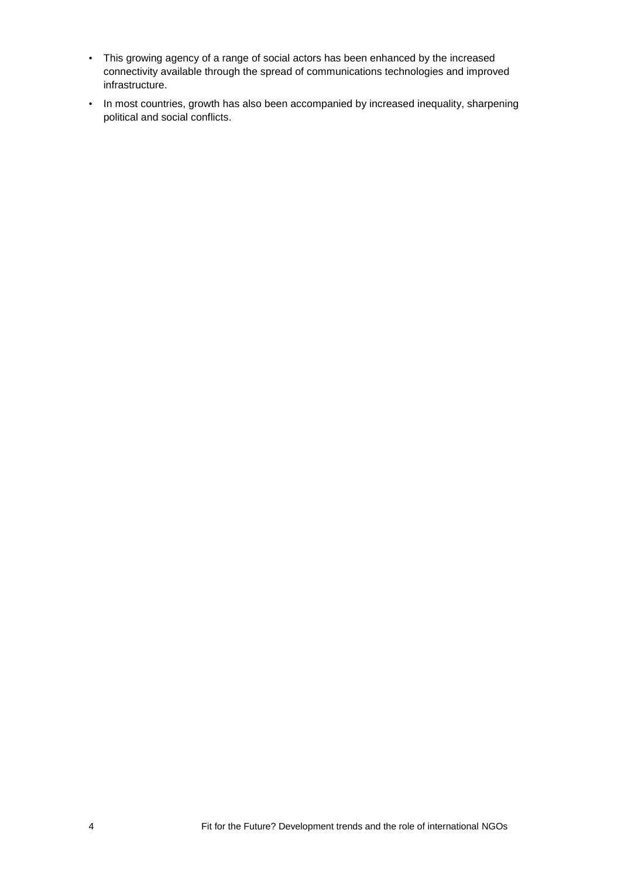- This growing agency of a range of social actors has been enhanced by the increased connectivity available through the spread of communications technologies and improved infrastructure.
- In most countries, growth has also been accompanied by increased inequality, sharpening political and social conflicts.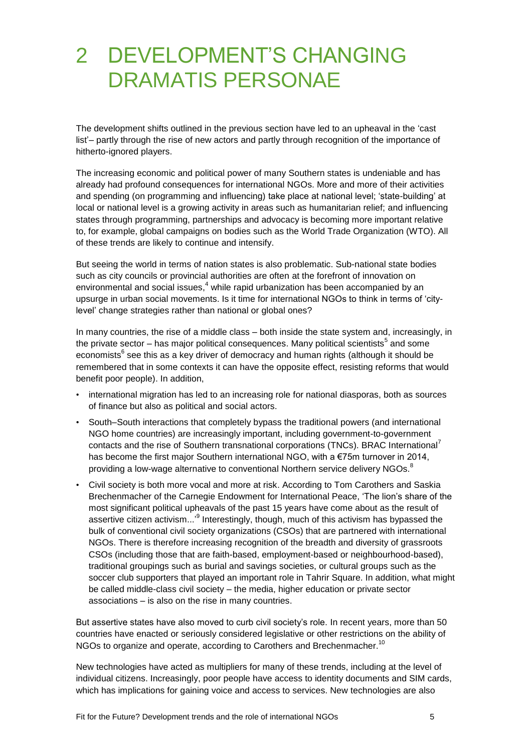# 2 DEVELOPMENT'S CHANGING DRAMATIS PERSONAE

The development shifts outlined in the previous section have led to an upheaval in the 'cast list'– partly through the rise of new actors and partly through recognition of the importance of hitherto-ignored players.

The increasing economic and political power of many Southern states is undeniable and has already had profound consequences for international NGOs. More and more of their activities and spending (on programming and influencing) take place at national level; 'state-building' at local or national level is a growing activity in areas such as humanitarian relief; and influencing states through programming, partnerships and advocacy is becoming more important relative to, for example, global campaigns on bodies such as the World Trade Organization (WTO). All of these trends are likely to continue and intensify.

But seeing the world in terms of nation states is also problematic. Sub-national state bodies such as city councils or provincial authorities are often at the forefront of innovation on environmental and social issues,[4] while rapid urbanization has been accompanied by an upsurge in urban social movements. Is it time for international NGOs to think in terms of 'city-level' change strategies rather than national or global ones?

In many countries, the rise of a middle class – both inside the state system and, increasingly, in the private sector – has major political consequences. Many political scientists[5] and some economists[6] see this as a key driver of democracy and human rights (although it should be remembered that in some contexts it can have the opposite effect, resisting reforms that would benefit poor people). In addition,

- international migration has led to an increasing role for national diasporas, both as sources of finance but also as political and social actors.
- South–South interactions that completely bypass the traditional powers (and international NGO home countries) are increasingly important, including government-to-government contacts and the rise of Southern transnational corporations (TNCs). BRAC International[7] has become the first major Southern international NGO, with a €75m turnover in 2014, providing a low-wage alternative to conventional Northern service delivery NGOs.[8]
- Civil society is both more vocal and more at risk. According to Tom Carothers and Saskia Brechenmacher of the Carnegie Endowment for International Peace, 'The lion's share of the most significant political upheavals of the past 15 years have come about as the result of assertive citizen activism...'[9] Interestingly, though, much of this activism has bypassed the bulk of conventional civil society organizations (CSOs) that are partnered with international NGOs. There is therefore increasing recognition of the breadth and diversity of grassroots CSOs (including those that are faith-based, employment-based or neighbourhood-based), traditional groupings such as burial and savings societies, or cultural groups such as the soccer club supporters that played an important role in Tahrir Square. In addition, what might be called middle-class civil society – the media, higher education or private sector associations – is also on the rise in many countries.

But assertive states have also moved to curb civil society's role. In recent years, more than 50 countries have enacted or seriously considered legislative or other restrictions on the ability of NGOs to organize and operate, according to Carothers and Brechenmacher.[10]

New technologies have acted as multipliers for many of these trends, including at the level of individual citizens. Increasingly, poor people have access to identity documents and SIM cards, which has implications for gaining voice and access to services. New technologies are also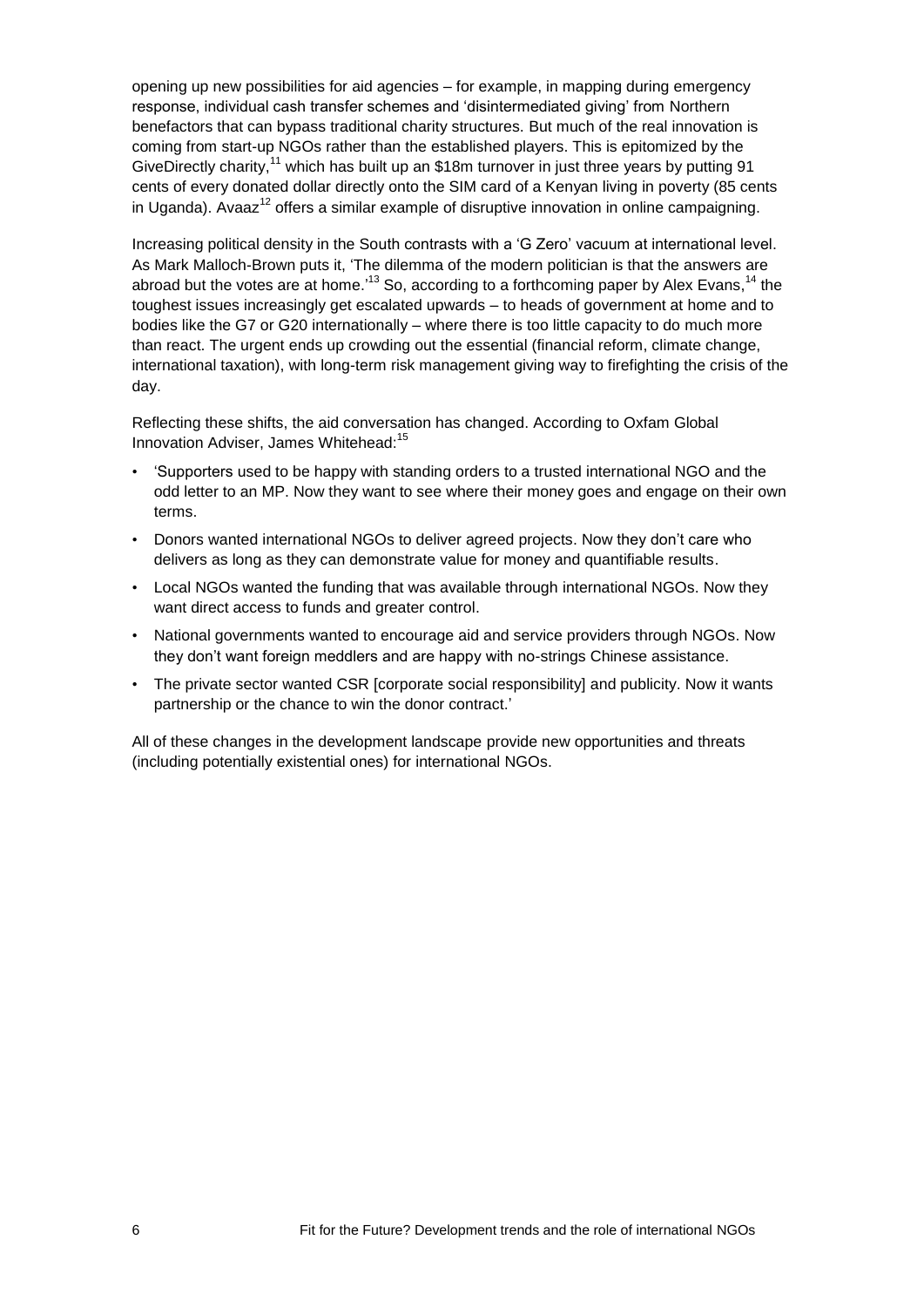opening up new possibilities for aid agencies – for example, in mapping during emergency response, individual cash transfer schemes and 'disintermediated giving' from Northern benefactors that can bypass traditional charity structures. But much of the real innovation is coming from start-up NGOs rather than the established players. This is epitomized by the GiveDirectly charity,[11] which has built up an $18m turnover in just three years by putting 91 cents of every donated dollar directly onto the SIM card of a Kenyan living in poverty (85 cents in Uganda). Avaaz[12] offers a similar example of disruptive innovation in online campaigning.

Increasing political density in the South contrasts with a 'G Zero' vacuum at international level. As Mark Malloch-Brown puts it, 'The dilemma of the modern politician is that the answers are abroad but the votes are at home.'[13] So, according to a forthcoming paper by Alex Evans,[14] the toughest issues increasingly get escalated upwards – to heads of government at home and to bodies like the G7 or G20 internationally – where there is too little capacity to do much more than react. The urgent ends up crowding out the essential (financial reform, climate change, international taxation), with long-term risk management giving way to firefighting the crisis of the day.

Reflecting these shifts, the aid conversation has changed. According to Oxfam Global Innovation Adviser, James Whitehead:[15]

- 'Supporters used to be happy with standing orders to a trusted international NGO and the odd letter to an MP. Now they want to see where their money goes and engage on their own terms.
- Donors wanted international NGOs to deliver agreed projects. Now they don't care who delivers as long as they can demonstrate value for money and quantifiable results.
- Local NGOs wanted the funding that was available through international NGOs. Now they want direct access to funds and greater control.
- National governments wanted to encourage aid and service providers through NGOs. Now they don't want foreign meddlers and are happy with no-strings Chinese assistance.
- The private sector wanted CSR [corporate social responsibility] and publicity. Now it wants partnership or the chance to win the donor contract.'

All of these changes in the development landscape provide new opportunities and threats (including potentially existential ones) for international NGOs.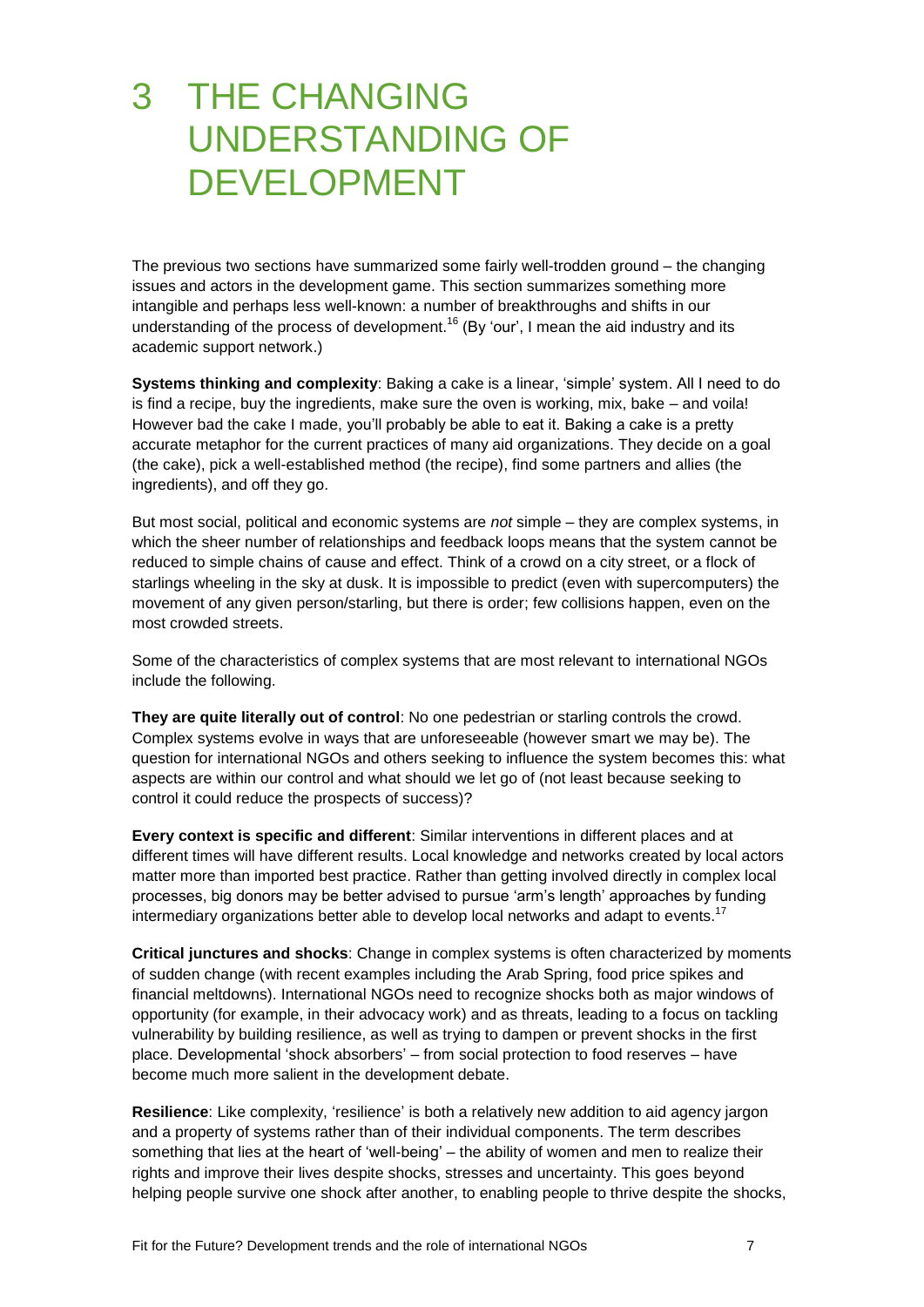# 3 THE CHANGING UNDERSTANDING OF DEVELOPMENT

The previous two sections have summarized some fairly well-trodden ground – the changing issues and actors in the development game. This section summarizes something more intangible and perhaps less well-known: a number of breakthroughs and shifts in our understanding of the process of development.[16] (By 'our', I mean the aid industry and its academic support network.)

**Systems thinking and complexity**: Baking a cake is a linear, 'simple' system. All I need to do is find a recipe, buy the ingredients, make sure the oven is working, mix, bake – and voila! However bad the cake I made, you'll probably be able to eat it. Baking a cake is a pretty accurate metaphor for the current practices of many aid organizations. They decide on a goal (the cake), pick a well-established method (the recipe), find some partners and allies (the ingredients), and off they go.

But most social, political and economic systems are *not* simple – they are complex systems, in which the sheer number of relationships and feedback loops means that the system cannot be reduced to simple chains of cause and effect. Think of a crowd on a city street, or a flock of starlings wheeling in the sky at dusk. It is impossible to predict (even with supercomputers) the movement of any given person/starling, but there is order; few collisions happen, even on the most crowded streets.

Some of the characteristics of complex systems that are most relevant to international NGOs include the following.

**They are quite literally out of control**: No one pedestrian or starling controls the crowd. Complex systems evolve in ways that are unforeseeable (however smart we may be). The question for international NGOs and others seeking to influence the system becomes this: what aspects are within our control and what should we let go of (not least because seeking to control it could reduce the prospects of success)?

**Every context is specific and different**: Similar interventions in different places and at different times will have different results. Local knowledge and networks created by local actors matter more than imported best practice. Rather than getting involved directly in complex local processes, big donors may be better advised to pursue 'arm's length' approaches by funding intermediary organizations better able to develop local networks and adapt to events.[17]

**Critical junctures and shocks**: Change in complex systems is often characterized by moments of sudden change (with recent examples including the Arab Spring, food price spikes and financial meltdowns). International NGOs need to recognize shocks both as major windows of opportunity (for example, in their advocacy work) and as threats, leading to a focus on tackling vulnerability by building resilience, as well as trying to dampen or prevent shocks in the first place. Developmental 'shock absorbers' – from social protection to food reserves – have become much more salient in the development debate.

**Resilience**: Like complexity, 'resilience' is both a relatively new addition to aid agency jargon and a property of systems rather than of their individual components. The term describes something that lies at the heart of 'well-being' – the ability of women and men to realize their rights and improve their lives despite shocks, stresses and uncertainty. This goes beyond helping people survive one shock after another, to enabling people to thrive despite the shocks,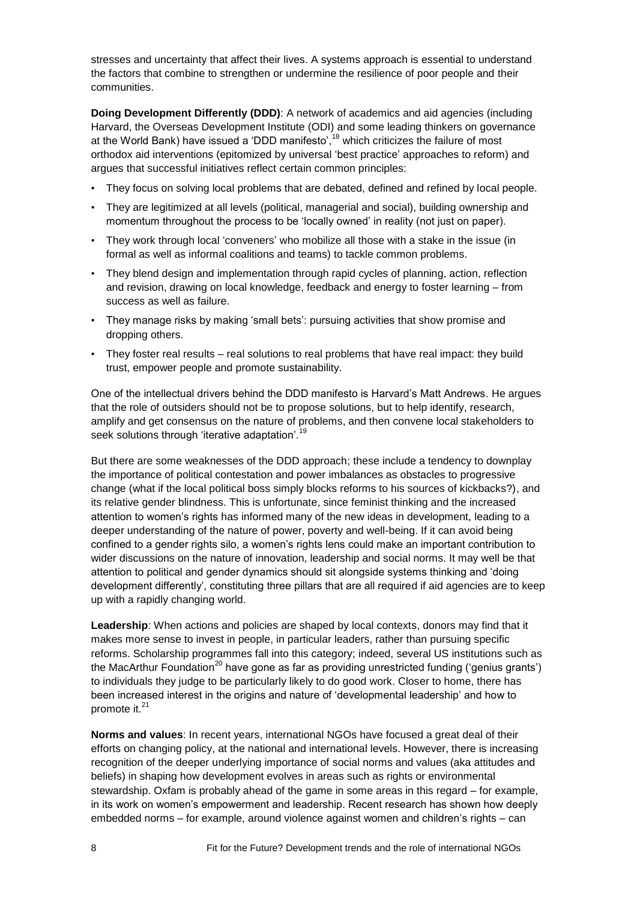stresses and uncertainty that affect their lives. A systems approach is essential to understand the factors that combine to strengthen or undermine the resilience of poor people and their communities.

**Doing Development Differently (DDD)**: A network of academics and aid agencies (including Harvard, the Overseas Development Institute (ODI) and some leading thinkers on governance at the World Bank) have issued a 'DDD manifesto',[18] which criticizes the failure of most orthodox aid interventions (epitomized by universal 'best practice' approaches to reform) and argues that successful initiatives reflect certain common principles:

- They focus on solving local problems that are debated, defined and refined by local people.
- They are legitimized at all levels (political, managerial and social), building ownership and momentum throughout the process to be 'locally owned' in reality (not just on paper).
- They work through local 'conveners' who mobilize all those with a stake in the issue (in formal as well as informal coalitions and teams) to tackle common problems.
- They blend design and implementation through rapid cycles of planning, action, reflection and revision, drawing on local knowledge, feedback and energy to foster learning – from success as well as failure.
- They manage risks by making 'small bets': pursuing activities that show promise and dropping others.
- They foster real results – real solutions to real problems that have real impact: they build trust, empower people and promote sustainability.

One of the intellectual drivers behind the DDD manifesto is Harvard's Matt Andrews. He argues that the role of outsiders should not be to propose solutions, but to help identify, research, amplify and get consensus on the nature of problems, and then convene local stakeholders to seek solutions through 'iterative adaptation'.[19]

But there are some weaknesses of the DDD approach; these include a tendency to downplay the importance of political contestation and power imbalances as obstacles to progressive change (what if the local political boss simply blocks reforms to his sources of kickbacks?), and its relative gender blindness. This is unfortunate, since feminist thinking and the increased attention to women's rights has informed many of the new ideas in development, leading to a deeper understanding of the nature of power, poverty and well-being. If it can avoid being confined to a gender rights silo, a women's rights lens could make an important contribution to wider discussions on the nature of innovation, leadership and social norms. It may well be that attention to political and gender dynamics should sit alongside systems thinking and 'doing development differently', constituting three pillars that are all required if aid agencies are to keep up with a rapidly changing world.

**Leadership**: When actions and policies are shaped by local contexts, donors may find that it makes more sense to invest in people, in particular leaders, rather than pursuing specific reforms. Scholarship programmes fall into this category; indeed, several US institutions such as the MacArthur Foundation[20] have gone as far as providing unrestricted funding ('genius grants') to individuals they judge to be particularly likely to do good work. Closer to home, there has been increased interest in the origins and nature of 'developmental leadership' and how to promote it.[21]

**Norms and values**: In recent years, international NGOs have focused a great deal of their efforts on changing policy, at the national and international levels. However, there is increasing recognition of the deeper underlying importance of social norms and values (aka attitudes and beliefs) in shaping how development evolves in areas such as rights or environmental stewardship. Oxfam is probably ahead of the game in some areas in this regard – for example, in its work on women's empowerment and leadership. Recent research has shown how deeply embedded norms – for example, around violence against women and children's rights – can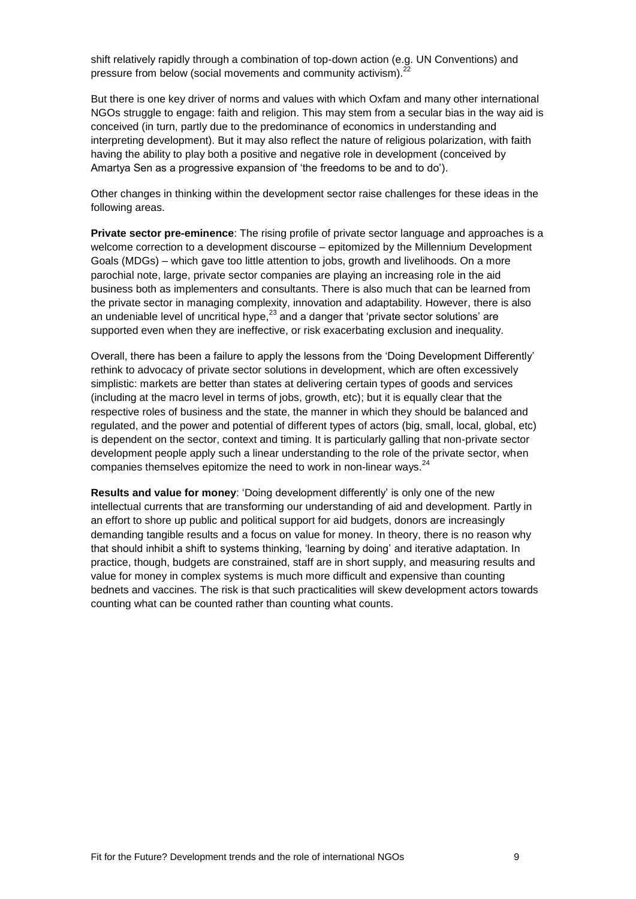shift relatively rapidly through a combination of top-down action (e.g. UN Conventions) and pressure from below (social movements and community activism).[22]

But there is one key driver of norms and values with which Oxfam and many other international NGOs struggle to engage: faith and religion. This may stem from a secular bias in the way aid is conceived (in turn, partly due to the predominance of economics in understanding and interpreting development). But it may also reflect the nature of religious polarization, with faith having the ability to play both a positive and negative role in development (conceived by Amartya Sen as a progressive expansion of 'the freedoms to be and to do').

Other changes in thinking within the development sector raise challenges for these ideas in the following areas.

**Private sector pre-eminence**: The rising profile of private sector language and approaches is a welcome correction to a development discourse – epitomized by the Millennium Development Goals (MDGs) – which gave too little attention to jobs, growth and livelihoods. On a more parochial note, large, private sector companies are playing an increasing role in the aid business both as implementers and consultants. There is also much that can be learned from the private sector in managing complexity, innovation and adaptability. However, there is also an undeniable level of uncritical hype,[23] and a danger that 'private sector solutions' are supported even when they are ineffective, or risk exacerbating exclusion and inequality.

Overall, there has been a failure to apply the lessons from the 'Doing Development Differently' rethink to advocacy of private sector solutions in development, which are often excessively simplistic: markets are better than states at delivering certain types of goods and services (including at the macro level in terms of jobs, growth, etc); but it is equally clear that the respective roles of business and the state, the manner in which they should be balanced and regulated, and the power and potential of different types of actors (big, small, local, global, etc) is dependent on the sector, context and timing. It is particularly galling that non-private sector development people apply such a linear understanding to the role of the private sector, when companies themselves epitomize the need to work in non-linear ways.[24]

**Results and value for money**: 'Doing development differently' is only one of the new intellectual currents that are transforming our understanding of aid and development. Partly in an effort to shore up public and political support for aid budgets, donors are increasingly demanding tangible results and a focus on value for money. In theory, there is no reason why that should inhibit a shift to systems thinking, 'learning by doing' and iterative adaptation. In practice, though, budgets are constrained, staff are in short supply, and measuring results and value for money in complex systems is much more difficult and expensive than counting bednets and vaccines. The risk is that such practicalities will skew development actors towards counting what can be counted rather than counting what counts.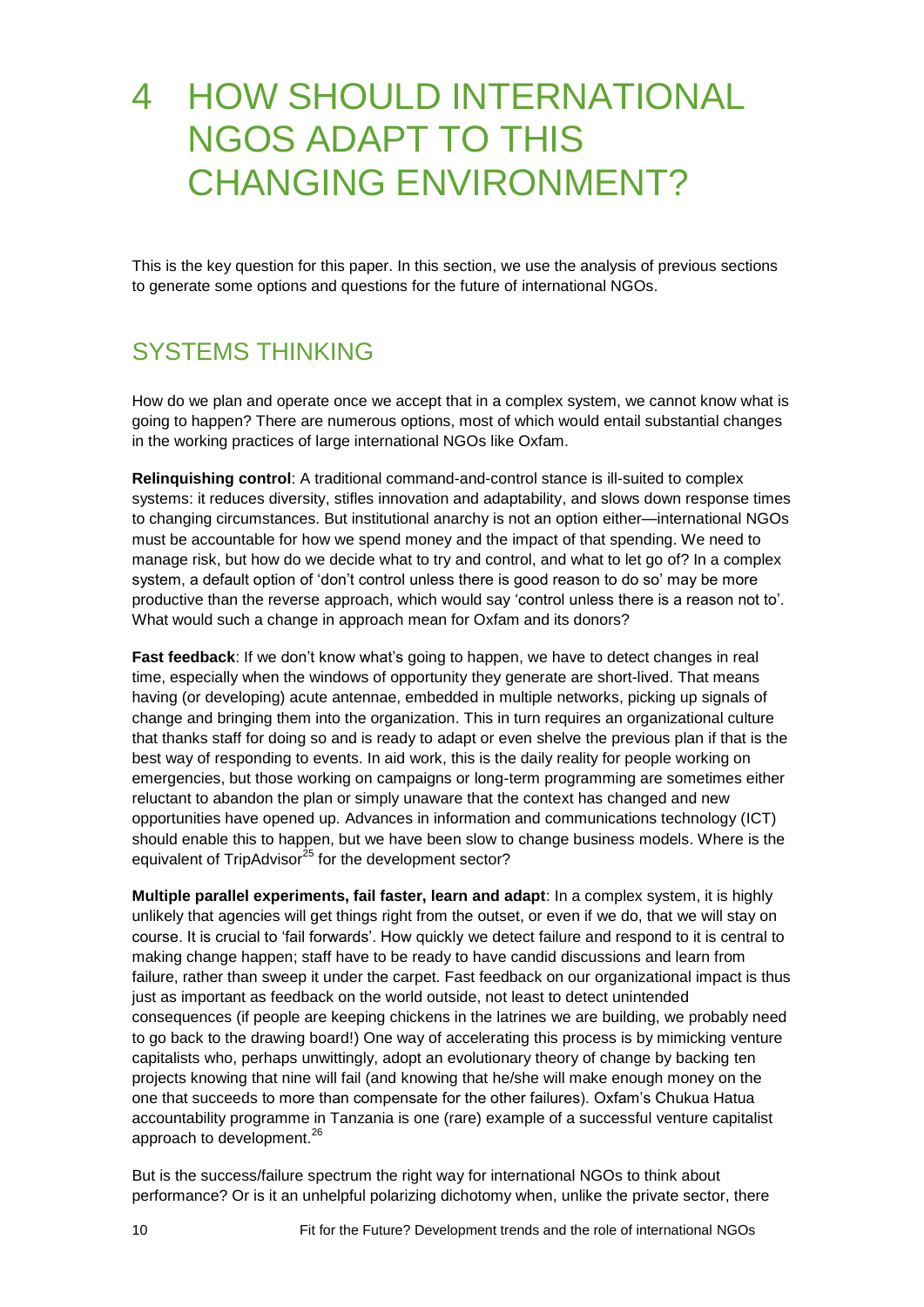# 4 HOW SHOULD INTERNATIONAL NGOS ADAPT TO THIS CHANGING ENVIRONMENT?

This is the key question for this paper. In this section, we use the analysis of previous sections to generate some options and questions for the future of international NGOs.

## SYSTEMS THINKING

How do we plan and operate once we accept that in a complex system, we cannot know what is going to happen? There are numerous options, most of which would entail substantial changes in the working practices of large international NGOs like Oxfam.

**Relinquishing control**: A traditional command-and-control stance is ill-suited to complex systems: it reduces diversity, stifles innovation and adaptability, and slows down response times to changing circumstances. But institutional anarchy is not an option either—international NGOs must be accountable for how we spend money and the impact of that spending. We need to manage risk, but how do we decide what to try and control, and what to let go of? In a complex system, a default option of 'don't control unless there is good reason to do so' may be more productive than the reverse approach, which would say 'control unless there is a reason not to'. What would such a change in approach mean for Oxfam and its donors?

**Fast feedback**: If we don't know what's going to happen, we have to detect changes in real time, especially when the windows of opportunity they generate are short-lived. That means having (or developing) acute antennae, embedded in multiple networks, picking up signals of change and bringing them into the organization. This in turn requires an organizational culture that thanks staff for doing so and is ready to adapt or even shelve the previous plan if that is the best way of responding to events. In aid work, this is the daily reality for people working on emergencies, but those working on campaigns or long-term programming are sometimes either reluctant to abandon the plan or simply unaware that the context has changed and new opportunities have opened up. Advances in information and communications technology (ICT) should enable this to happen, but we have been slow to change business models. Where is the equivalent of TripAdvisor[25] for the development sector?

**Multiple parallel experiments, fail faster, learn and adapt**: In a complex system, it is highly unlikely that agencies will get things right from the outset, or even if we do, that we will stay on course. It is crucial to 'fail forwards'. How quickly we detect failure and respond to it is central to making change happen; staff have to be ready to have candid discussions and learn from failure, rather than sweep it under the carpet. Fast feedback on our organizational impact is thus just as important as feedback on the world outside, not least to detect unintended consequences (if people are keeping chickens in the latrines we are building, we probably need to go back to the drawing board!) One way of accelerating this process is by mimicking venture capitalists who, perhaps unwittingly, adopt an evolutionary theory of change by backing ten projects knowing that nine will fail (and knowing that he/she will make enough money on the one that succeeds to more than compensate for the other failures). Oxfam's Chukua Hatua accountability programme in Tanzania is one (rare) example of a successful venture capitalist approach to development.[26]

But is the success/failure spectrum the right way for international NGOs to think about performance? Or is it an unhelpful polarizing dichotomy when, unlike the private sector, there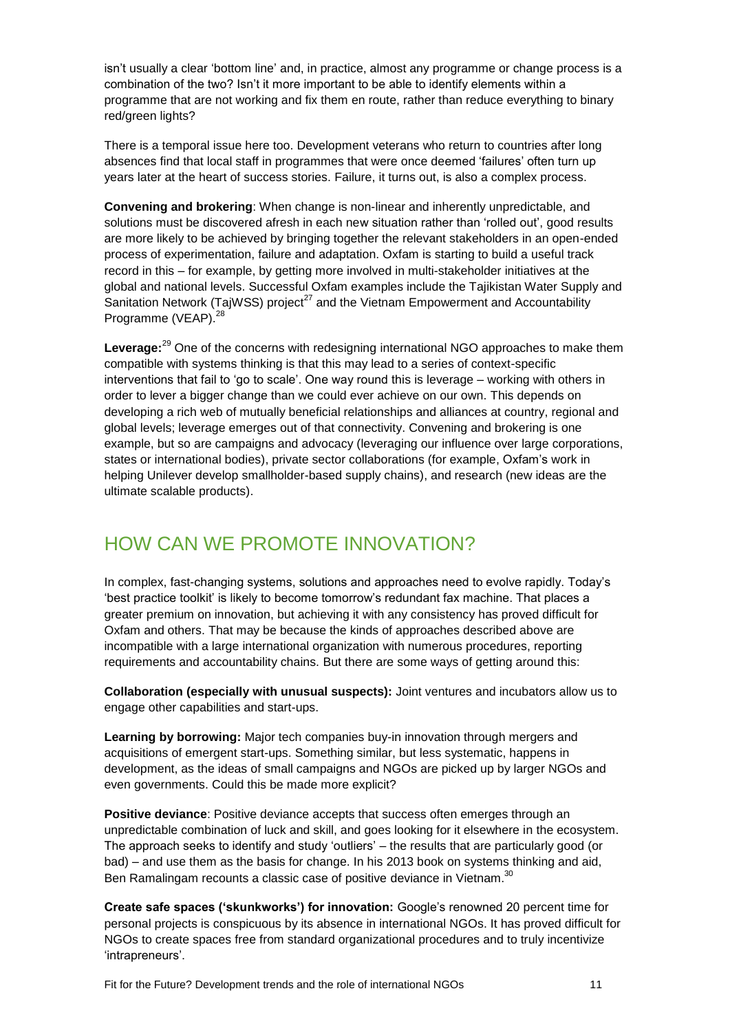isn't usually a clear 'bottom line' and, in practice, almost any programme or change process is a combination of the two? Isn't it more important to be able to identify elements within a programme that are not working and fix them en route, rather than reduce everything to binary red/green lights?

There is a temporal issue here too. Development veterans who return to countries after long absences find that local staff in programmes that were once deemed 'failures' often turn up years later at the heart of success stories. Failure, it turns out, is also a complex process.

**Convening and brokering**: When change is non-linear and inherently unpredictable, and solutions must be discovered afresh in each new situation rather than 'rolled out', good results are more likely to be achieved by bringing together the relevant stakeholders in an open-ended process of experimentation, failure and adaptation. Oxfam is starting to build a useful track record in this – for example, by getting more involved in multi-stakeholder initiatives at the global and national levels. Successful Oxfam examples include the Tajikistan Water Supply and Sanitation Network (TajWSS) project[27] and the Vietnam Empowerment and Accountability Programme (VEAP).[28]

**Leverage:**[29] One of the concerns with redesigning international NGO approaches to make them compatible with systems thinking is that this may lead to a series of context-specific interventions that fail to 'go to scale'. One way round this is leverage – working with others in order to lever a bigger change than we could ever achieve on our own. This depends on developing a rich web of mutually beneficial relationships and alliances at country, regional and global levels; leverage emerges out of that connectivity. Convening and brokering is one example, but so are campaigns and advocacy (leveraging our influence over large corporations, states or international bodies), private sector collaborations (for example, Oxfam's work in helping Unilever develop smallholder-based supply chains), and research (new ideas are the ultimate scalable products).

## HOW CAN WE PROMOTE INNOVATION?

In complex, fast-changing systems, solutions and approaches need to evolve rapidly. Today's 'best practice toolkit' is likely to become tomorrow's redundant fax machine. That places a greater premium on innovation, but achieving it with any consistency has proved difficult for Oxfam and others. That may be because the kinds of approaches described above are incompatible with a large international organization with numerous procedures, reporting requirements and accountability chains. But there are some ways of getting around this:

**Collaboration (especially with unusual suspects):** Joint ventures and incubators allow us to engage other capabilities and start-ups.

**Learning by borrowing:** Major tech companies buy-in innovation through mergers and acquisitions of emergent start-ups. Something similar, but less systematic, happens in development, as the ideas of small campaigns and NGOs are picked up by larger NGOs and even governments. Could this be made more explicit?

**Positive deviance**: Positive deviance accepts that success often emerges through an unpredictable combination of luck and skill, and goes looking for it elsewhere in the ecosystem. The approach seeks to identify and study 'outliers' – the results that are particularly good (or bad) – and use them as the basis for change. In his 2013 book on systems thinking and aid, Ben Ramalingam recounts a classic case of positive deviance in Vietnam.[30]

**Create safe spaces ('skunkworks') for innovation:** Google's renowned 20 percent time for personal projects is conspicuous by its absence in international NGOs. It has proved difficult for NGOs to create spaces free from standard organizational procedures and to truly incentivize 'intrapreneurs'.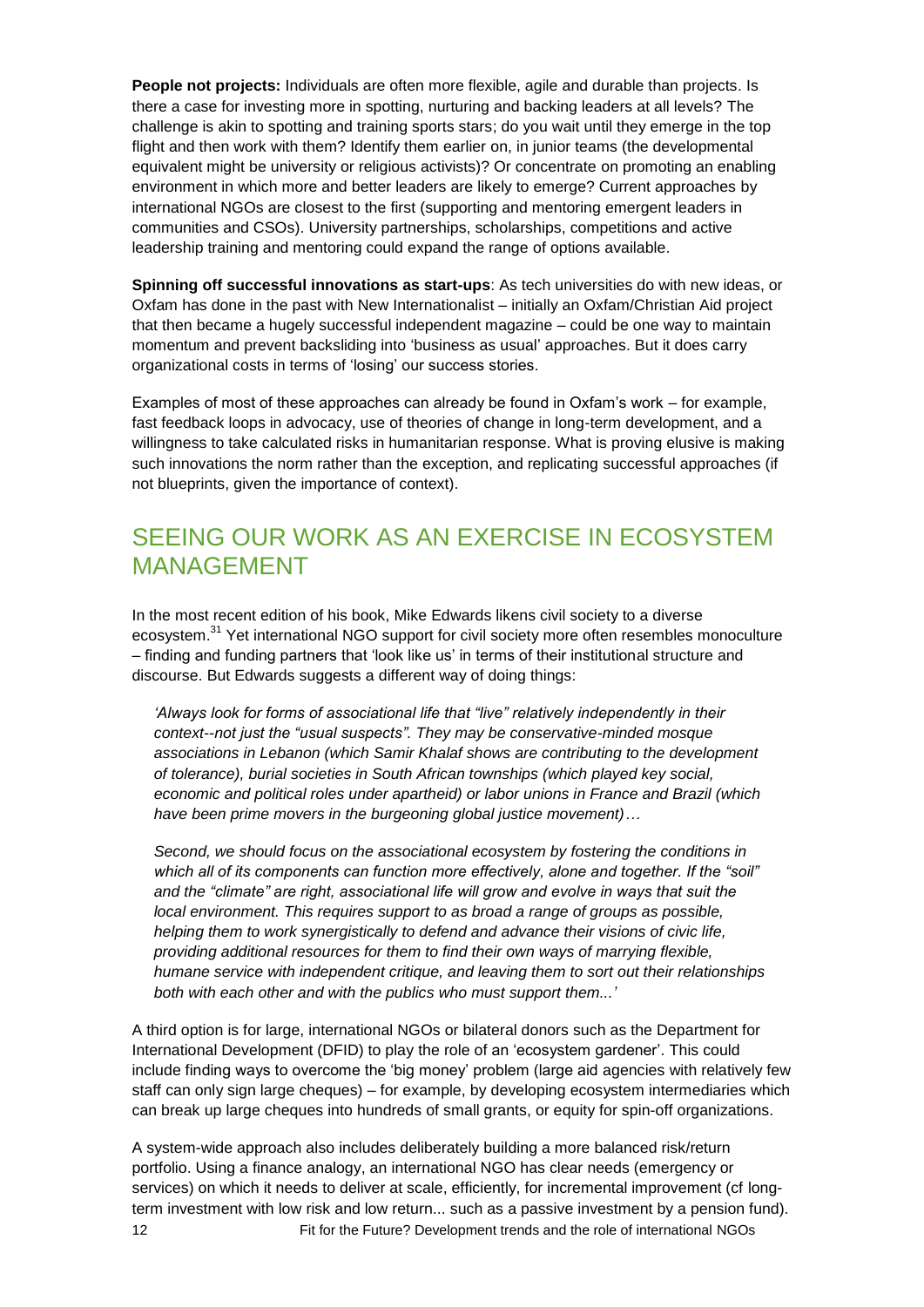**People not projects:** Individuals are often more flexible, agile and durable than projects. Is there a case for investing more in spotting, nurturing and backing leaders at all levels? The challenge is akin to spotting and training sports stars; do you wait until they emerge in the top flight and then work with them? Identify them earlier on, in junior teams (the developmental equivalent might be university or religious activists)? Or concentrate on promoting an enabling environment in which more and better leaders are likely to emerge? Current approaches by international NGOs are closest to the first (supporting and mentoring emergent leaders in communities and CSOs). University partnerships, scholarships, competitions and active leadership training and mentoring could expand the range of options available.

**Spinning off successful innovations as start-ups**: As tech universities do with new ideas, or Oxfam has done in the past with New Internationalist – initially an Oxfam/Christian Aid project that then became a hugely successful independent magazine – could be one way to maintain momentum and prevent backsliding into 'business as usual' approaches. But it does carry organizational costs in terms of 'losing' our success stories.

Examples of most of these approaches can already be found in Oxfam's work – for example, fast feedback loops in advocacy, use of theories of change in long-term development, and a willingness to take calculated risks in humanitarian response. What is proving elusive is making such innovations the norm rather than the exception, and replicating successful approaches (if not blueprints, given the importance of context).

## SEEING OUR WORK AS AN EXERCISE IN ECOSYSTEM MANAGEMENT

In the most recent edition of his book, Mike Edwards likens civil society to a diverse ecosystem.[31] Yet international NGO support for civil society more often resembles monoculture – finding and funding partners that 'look like us' in terms of their institutional structure and discourse. But Edwards suggests a different way of doing things:

> *'Always look for forms of associational life that "live" relatively independently in their context--not just the "usual suspects". They may be conservative-minded mosque associations in Lebanon (which Samir Khalaf shows are contributing to the development of tolerance), burial societies in South African townships (which played key social, economic and political roles under apartheid) or labor unions in France and Brazil (which have been prime movers in the burgeoning global justice movement)…*
>
> *Second, we should focus on the associational ecosystem by fostering the conditions in which all of its components can function more effectively, alone and together. If the "soil" and the "climate" are right, associational life will grow and evolve in ways that suit the local environment. This requires support to as broad a range of groups as possible, helping them to work synergistically to defend and advance their visions of civic life, providing additional resources for them to find their own ways of marrying flexible, humane service with independent critique, and leaving them to sort out their relationships both with each other and with the publics who must support them...'*

A third option is for large, international NGOs or bilateral donors such as the Department for International Development (DFID) to play the role of an 'ecosystem gardener'. This could include finding ways to overcome the 'big money' problem (large aid agencies with relatively few staff can only sign large cheques) – for example, by developing ecosystem intermediaries which can break up large cheques into hundreds of small grants, or equity for spin-off organizations.

A system-wide approach also includes deliberately building a more balanced risk/return portfolio. Using a finance analogy, an international NGO has clear needs (emergency or services) on which it needs to deliver at scale, efficiently, for incremental improvement (cf long-term investment with low risk and low return... such as a passive investment by a pension fund).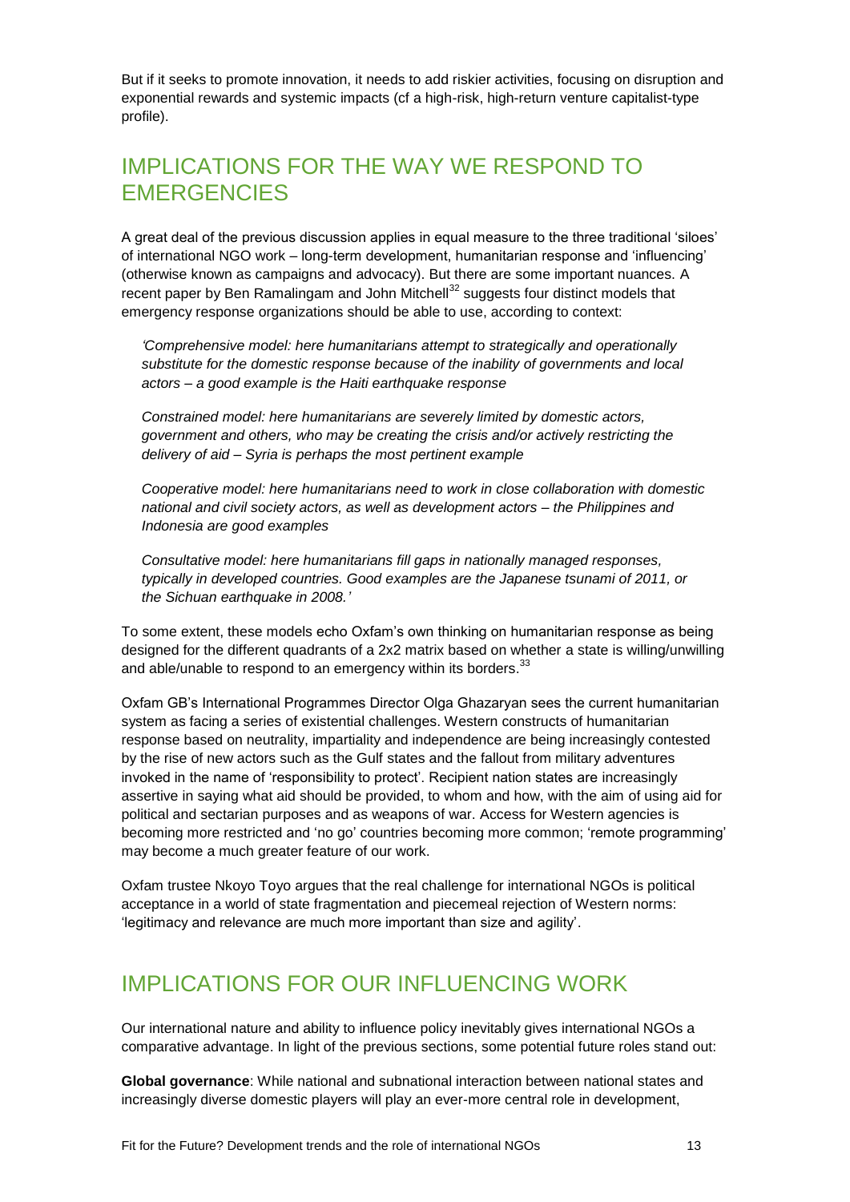But if it seeks to promote innovation, it needs to add riskier activities, focusing on disruption and exponential rewards and systemic impacts (cf a high-risk, high-return venture capitalist-type profile).

## IMPLICATIONS FOR THE WAY WE RESPOND TO EMERGENCIES

A great deal of the previous discussion applies in equal measure to the three traditional 'siloes' of international NGO work – long-term development, humanitarian response and 'influencing' (otherwise known as campaigns and advocacy). But there are some important nuances. A recent paper by Ben Ramalingam and John Mitchell[32] suggests four distinct models that emergency response organizations should be able to use, according to context:

> *'Comprehensive model: here humanitarians attempt to strategically and operationally substitute for the domestic response because of the inability of governments and local actors – a good example is the Haiti earthquake response*
>
> *Constrained model: here humanitarians are severely limited by domestic actors, government and others, who may be creating the crisis and/or actively restricting the delivery of aid – Syria is perhaps the most pertinent example*
>
> *Cooperative model: here humanitarians need to work in close collaboration with domestic national and civil society actors, as well as development actors – the Philippines and Indonesia are good examples*
>
> *Consultative model: here humanitarians fill gaps in nationally managed responses, typically in developed countries. Good examples are the Japanese tsunami of 2011, or the Sichuan earthquake in 2008.'*

To some extent, these models echo Oxfam's own thinking on humanitarian response as being designed for the different quadrants of a 2x2 matrix based on whether a state is willing/unwilling and able/unable to respond to an emergency within its borders.[33]

Oxfam GB's International Programmes Director Olga Ghazaryan sees the current humanitarian system as facing a series of existential challenges. Western constructs of humanitarian response based on neutrality, impartiality and independence are being increasingly contested by the rise of new actors such as the Gulf states and the fallout from military adventures invoked in the name of 'responsibility to protect'. Recipient nation states are increasingly assertive in saying what aid should be provided, to whom and how, with the aim of using aid for political and sectarian purposes and as weapons of war. Access for Western agencies is becoming more restricted and 'no go' countries becoming more common; 'remote programming' may become a much greater feature of our work.

Oxfam trustee Nkoyo Toyo argues that the real challenge for international NGOs is political acceptance in a world of state fragmentation and piecemeal rejection of Western norms: 'legitimacy and relevance are much more important than size and agility'.

## IMPLICATIONS FOR OUR INFLUENCING WORK

Our international nature and ability to influence policy inevitably gives international NGOs a comparative advantage. In light of the previous sections, some potential future roles stand out:

**Global governance**: While national and subnational interaction between national states and increasingly diverse domestic players will play an ever-more central role in development,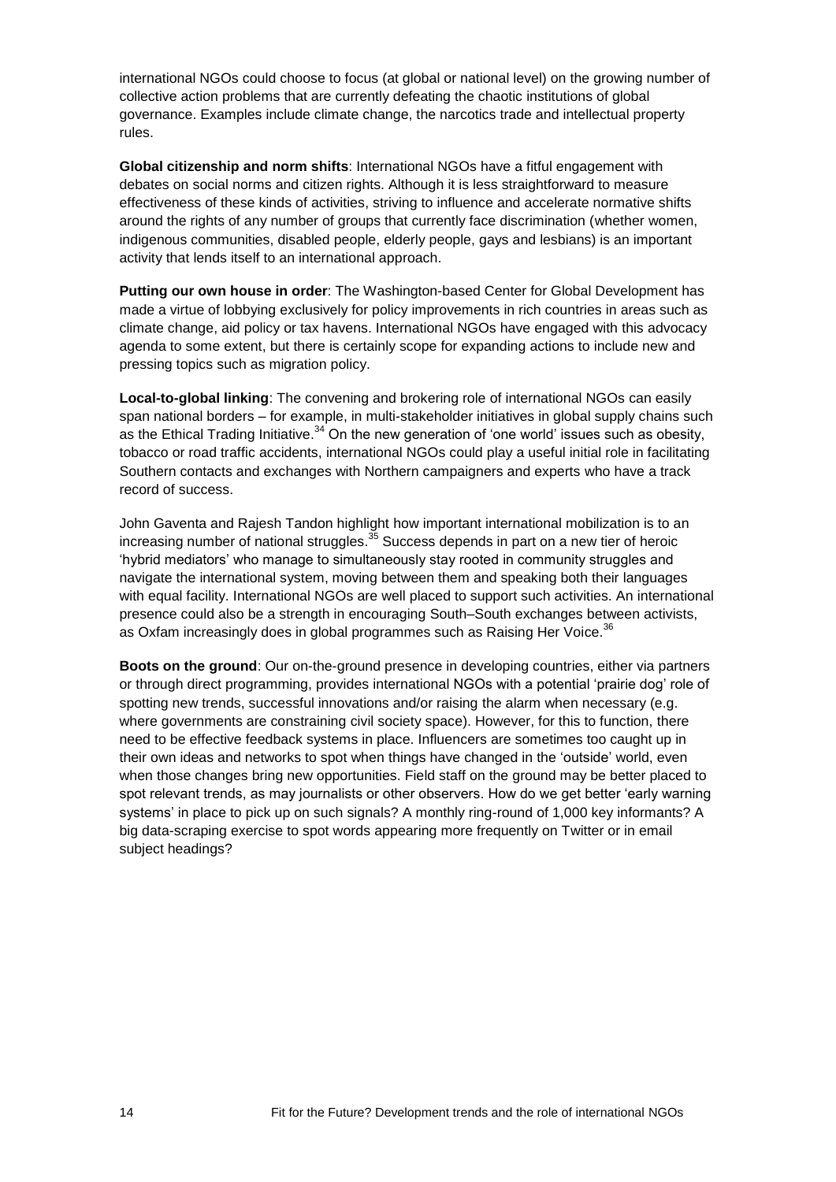international NGOs could choose to focus (at global or national level) on the growing number of collective action problems that are currently defeating the chaotic institutions of global governance. Examples include climate change, the narcotics trade and intellectual property rules.

**Global citizenship and norm shifts**: International NGOs have a fitful engagement with debates on social norms and citizen rights. Although it is less straightforward to measure effectiveness of these kinds of activities, striving to influence and accelerate normative shifts around the rights of any number of groups that currently face discrimination (whether women, indigenous communities, disabled people, elderly people, gays and lesbians) is an important activity that lends itself to an international approach.

**Putting our own house in order**: The Washington-based Center for Global Development has made a virtue of lobbying exclusively for policy improvements in rich countries in areas such as climate change, aid policy or tax havens. International NGOs have engaged with this advocacy agenda to some extent, but there is certainly scope for expanding actions to include new and pressing topics such as migration policy.

**Local-to-global linking**: The convening and brokering role of international NGOs can easily span national borders – for example, in multi-stakeholder initiatives in global supply chains such as the Ethical Trading Initiative.[34] On the new generation of 'one world' issues such as obesity, tobacco or road traffic accidents, international NGOs could play a useful initial role in facilitating Southern contacts and exchanges with Northern campaigners and experts who have a track record of success.

John Gaventa and Rajesh Tandon highlight how important international mobilization is to an increasing number of national struggles.[35] Success depends in part on a new tier of heroic 'hybrid mediators' who manage to simultaneously stay rooted in community struggles and navigate the international system, moving between them and speaking both their languages with equal facility. International NGOs are well placed to support such activities. An international presence could also be a strength in encouraging South–South exchanges between activists, as Oxfam increasingly does in global programmes such as Raising Her Voice.[36]

**Boots on the ground**: Our on-the-ground presence in developing countries, either via partners or through direct programming, provides international NGOs with a potential 'prairie dog' role of spotting new trends, successful innovations and/or raising the alarm when necessary (e.g. where governments are constraining civil society space). However, for this to function, there need to be effective feedback systems in place. Influencers are sometimes too caught up in their own ideas and networks to spot when things have changed in the 'outside' world, even when those changes bring new opportunities. Field staff on the ground may be better placed to spot relevant trends, as may journalists or other observers. How do we get better 'early warning systems' in place to pick up on such signals? A monthly ring-round of 1,000 key informants? A big data-scraping exercise to spot words appearing more frequently on Twitter or in email subject headings?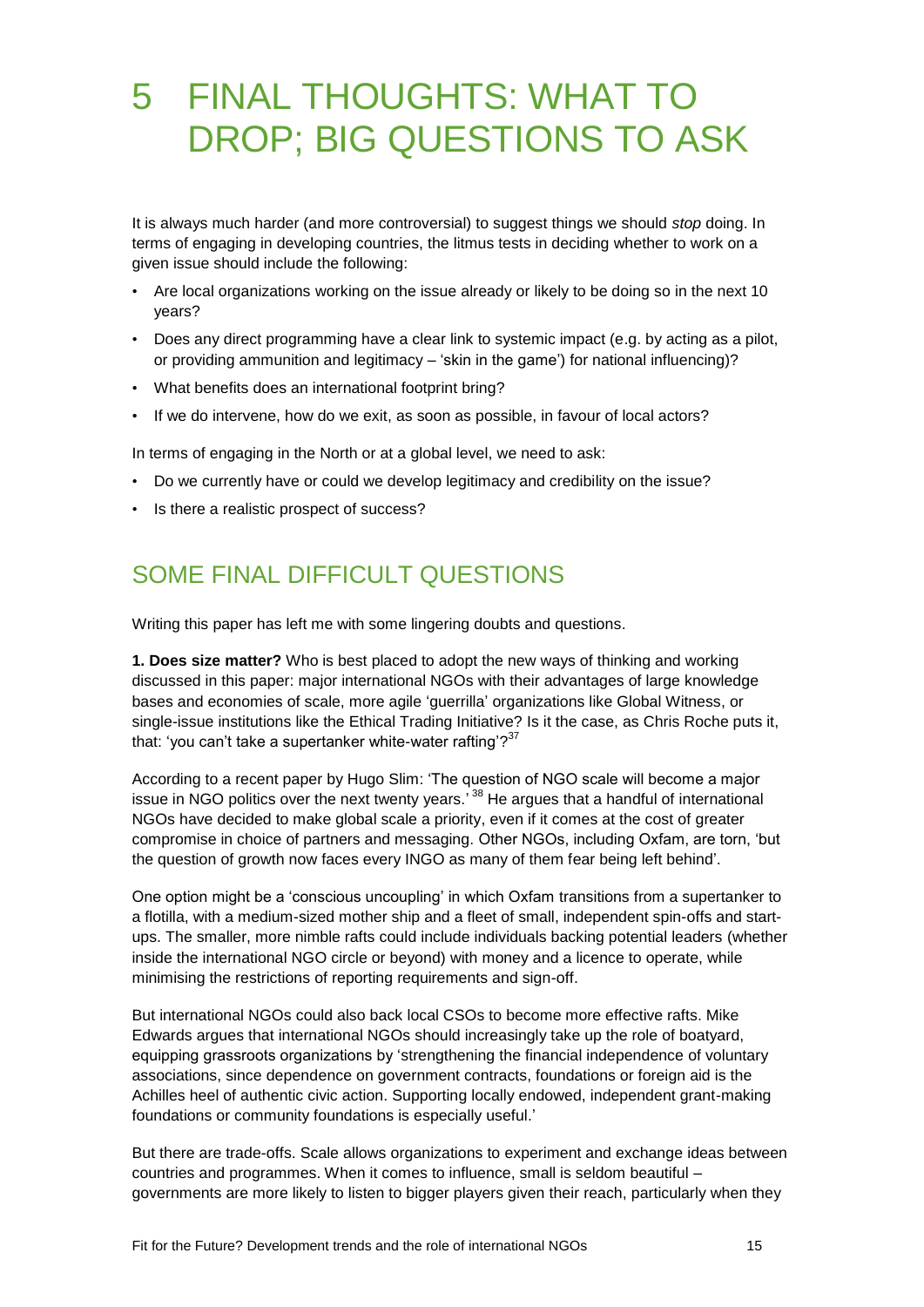# 5 FINAL THOUGHTS: WHAT TO DROP; BIG QUESTIONS TO ASK

It is always much harder (and more controversial) to suggest things we should *stop* doing. In terms of engaging in developing countries, the litmus tests in deciding whether to work on a given issue should include the following:

- Are local organizations working on the issue already or likely to be doing so in the next 10 years?
- Does any direct programming have a clear link to systemic impact (e.g. by acting as a pilot, or providing ammunition and legitimacy – 'skin in the game') for national influencing)?
- What benefits does an international footprint bring?
- If we do intervene, how do we exit, as soon as possible, in favour of local actors?

In terms of engaging in the North or at a global level, we need to ask:

- Do we currently have or could we develop legitimacy and credibility on the issue?
- Is there a realistic prospect of success?

## SOME FINAL DIFFICULT QUESTIONS

Writing this paper has left me with some lingering doubts and questions.

**1. Does size matter?** Who is best placed to adopt the new ways of thinking and working discussed in this paper: major international NGOs with their advantages of large knowledge bases and economies of scale, more agile 'guerrilla' organizations like Global Witness, or single-issue institutions like the Ethical Trading Initiative? Is it the case, as Chris Roche puts it, that: 'you can't take a supertanker white-water rafting'?[37]

According to a recent paper by Hugo Slim: 'The question of NGO scale will become a major issue in NGO politics over the next twenty years.'[38] He argues that a handful of international NGOs have decided to make global scale a priority, even if it comes at the cost of greater compromise in choice of partners and messaging. Other NGOs, including Oxfam, are torn, 'but the question of growth now faces every INGO as many of them fear being left behind'.

One option might be a 'conscious uncoupling' in which Oxfam transitions from a supertanker to a flotilla, with a medium-sized mother ship and a fleet of small, independent spin-offs and start-ups. The smaller, more nimble rafts could include individuals backing potential leaders (whether inside the international NGO circle or beyond) with money and a licence to operate, while minimising the restrictions of reporting requirements and sign-off.

But international NGOs could also back local CSOs to become more effective rafts. Mike Edwards argues that international NGOs should increasingly take up the role of boatyard, equipping grassroots organizations by 'strengthening the financial independence of voluntary associations, since dependence on government contracts, foundations or foreign aid is the Achilles heel of authentic civic action. Supporting locally endowed, independent grant-making foundations or community foundations is especially useful.'

But there are trade-offs. Scale allows organizations to experiment and exchange ideas between countries and programmes. When it comes to influence, small is seldom beautiful – governments are more likely to listen to bigger players given their reach, particularly when they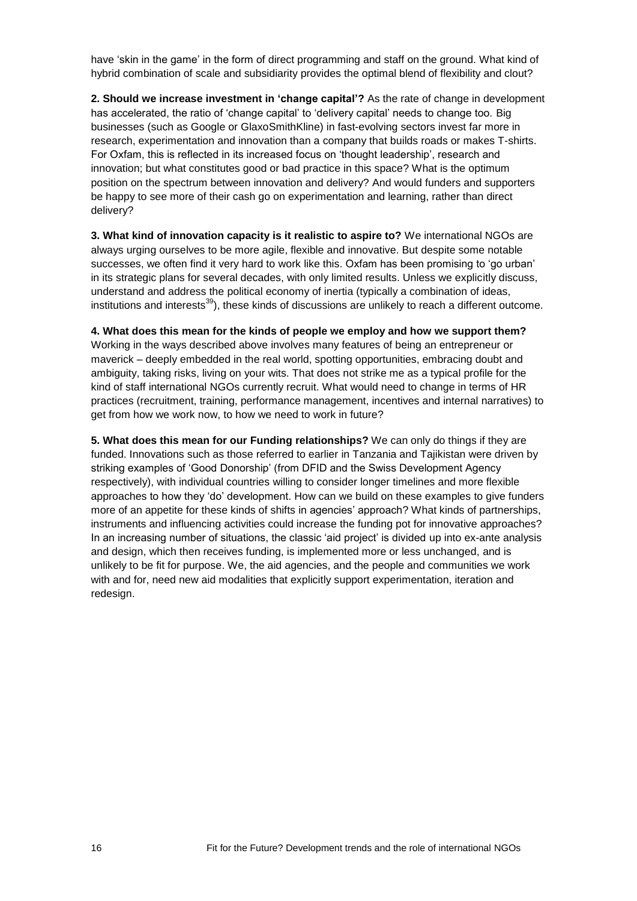have 'skin in the game' in the form of direct programming and staff on the ground. What kind of hybrid combination of scale and subsidiarity provides the optimal blend of flexibility and clout?

**2. Should we increase investment in 'change capital'?** As the rate of change in development has accelerated, the ratio of 'change capital' to 'delivery capital' needs to change too. Big businesses (such as Google or GlaxoSmithKline) in fast-evolving sectors invest far more in research, experimentation and innovation than a company that builds roads or makes T-shirts. For Oxfam, this is reflected in its increased focus on 'thought leadership', research and innovation; but what constitutes good or bad practice in this space? What is the optimum position on the spectrum between innovation and delivery? And would funders and supporters be happy to see more of their cash go on experimentation and learning, rather than direct delivery?

**3. What kind of innovation capacity is it realistic to aspire to?** We international NGOs are always urging ourselves to be more agile, flexible and innovative. But despite some notable successes, we often find it very hard to work like this. Oxfam has been promising to 'go urban' in its strategic plans for several decades, with only limited results. Unless we explicitly discuss, understand and address the political economy of inertia (typically a combination of ideas, institutions and interests[39]), these kinds of discussions are unlikely to reach a different outcome.

**4. What does this mean for the kinds of people we employ and how we support them?** Working in the ways described above involves many features of being an entrepreneur or maverick – deeply embedded in the real world, spotting opportunities, embracing doubt and ambiguity, taking risks, living on your wits. That does not strike me as a typical profile for the kind of staff international NGOs currently recruit. What would need to change in terms of HR practices (recruitment, training, performance management, incentives and internal narratives) to get from how we work now, to how we need to work in future?

**5. What does this mean for our Funding relationships?** We can only do things if they are funded. Innovations such as those referred to earlier in Tanzania and Tajikistan were driven by striking examples of 'Good Donorship' (from DFID and the Swiss Development Agency respectively), with individual countries willing to consider longer timelines and more flexible approaches to how they 'do' development. How can we build on these examples to give funders more of an appetite for these kinds of shifts in agencies' approach? What kinds of partnerships, instruments and influencing activities could increase the funding pot for innovative approaches? In an increasing number of situations, the classic 'aid project' is divided up into ex-ante analysis and design, which then receives funding, is implemented more or less unchanged, and is unlikely to be fit for purpose. We, the aid agencies, and the people and communities we work with and for, need new aid modalities that explicitly support experimentation, iteration and redesign.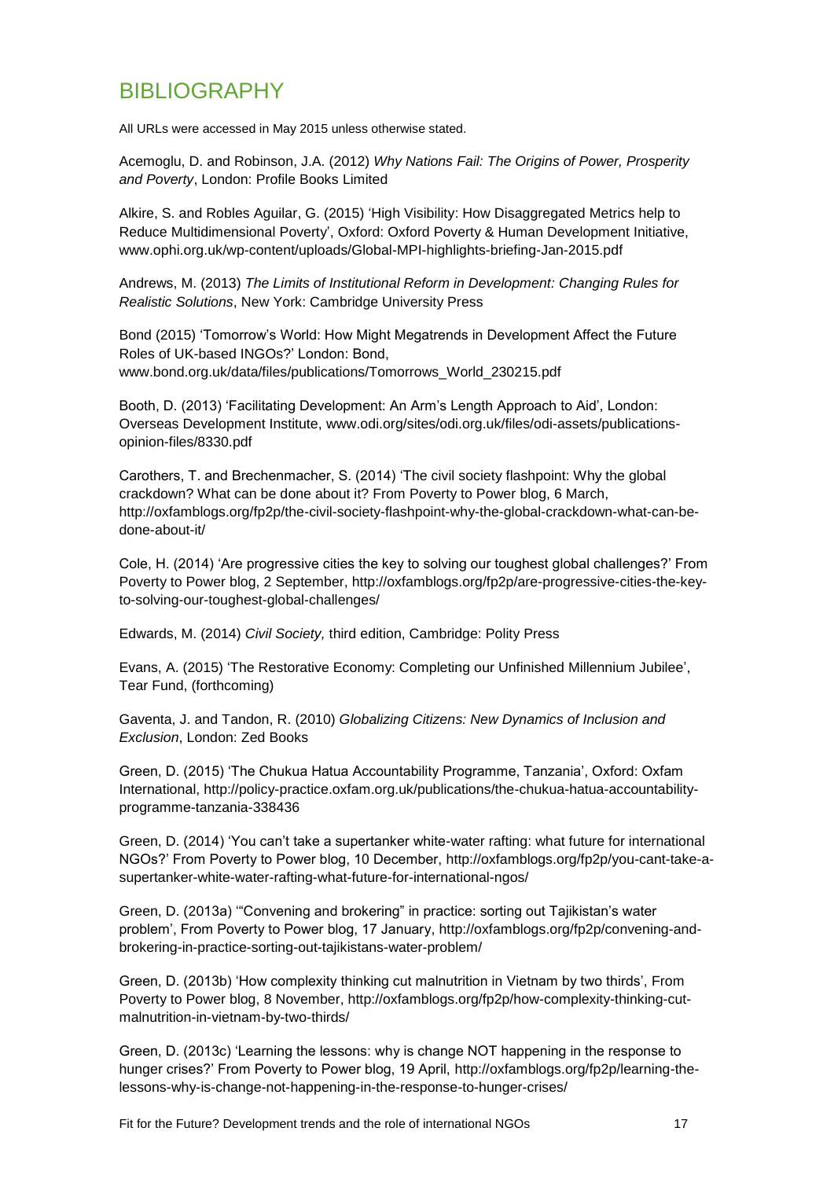# BIBLIOGRAPHY

All URLs were accessed in May 2015 unless otherwise stated.

Acemoglu, D. and Robinson, J.A. (2012) *Why Nations Fail: The Origins of Power, Prosperity and Poverty*, London: Profile Books Limited

Alkire, S. and Robles Aguilar, G. (2015) 'High Visibility: How Disaggregated Metrics help to Reduce Multidimensional Poverty', Oxford: Oxford Poverty & Human Development Initiative, www.ophi.org.uk/wp-content/uploads/Global-MPI-highlights-briefing-Jan-2015.pdf

Andrews, M. (2013) *The Limits of Institutional Reform in Development: Changing Rules for Realistic Solutions*, New York: Cambridge University Press

Bond (2015) 'Tomorrow's World: How Might Megatrends in Development Affect the Future Roles of UK-based INGOs?' London: Bond, www.bond.org.uk/data/files/publications/Tomorrows_World_230215.pdf

Booth, D. (2013) 'Facilitating Development: An Arm's Length Approach to Aid', London: Overseas Development Institute, www.odi.org/sites/odi.org.uk/files/odi-assets/publications-opinion-files/8330.pdf

Carothers, T. and Brechenmacher, S. (2014) 'The civil society flashpoint: Why the global crackdown? What can be done about it? From Poverty to Power blog, 6 March, http://oxfamblogs.org/fp2p/the-civil-society-flashpoint-why-the-global-crackdown-what-can-be-done-about-it/

Cole, H. (2014) 'Are progressive cities the key to solving our toughest global challenges?' From Poverty to Power blog, 2 September, http://oxfamblogs.org/fp2p/are-progressive-cities-the-key-to-solving-our-toughest-global-challenges/

Edwards, M. (2014) *Civil Society,* third edition, Cambridge: Polity Press

Evans, A. (2015) 'The Restorative Economy: Completing our Unfinished Millennium Jubilee', Tear Fund, (forthcoming)

Gaventa, J. and Tandon, R. (2010) *Globalizing Citizens: New Dynamics of Inclusion and Exclusion*, London: Zed Books

Green, D. (2015) 'The Chukua Hatua Accountability Programme, Tanzania', Oxford: Oxfam International, http://policy-practice.oxfam.org.uk/publications/the-chukua-hatua-accountability-programme-tanzania-338436

Green, D. (2014) 'You can't take a supertanker white-water rafting: what future for international NGOs?' From Poverty to Power blog, 10 December, http://oxfamblogs.org/fp2p/you-cant-take-a-supertanker-white-water-rafting-what-future-for-international-ngos/

Green, D. (2013a) '"Convening and brokering" in practice: sorting out Tajikistan's water problem', From Poverty to Power blog, 17 January, http://oxfamblogs.org/fp2p/convening-and-brokering-in-practice-sorting-out-tajikistans-water-problem/

Green, D. (2013b) 'How complexity thinking cut malnutrition in Vietnam by two thirds', From Poverty to Power blog, 8 November, http://oxfamblogs.org/fp2p/how-complexity-thinking-cut-malnutrition-in-vietnam-by-two-thirds/

Green, D. (2013c) 'Learning the lessons: why is change NOT happening in the response to hunger crises?' From Poverty to Power blog, 19 April, http://oxfamblogs.org/fp2p/learning-the-lessons-why-is-change-not-happening-in-the-response-to-hunger-crises/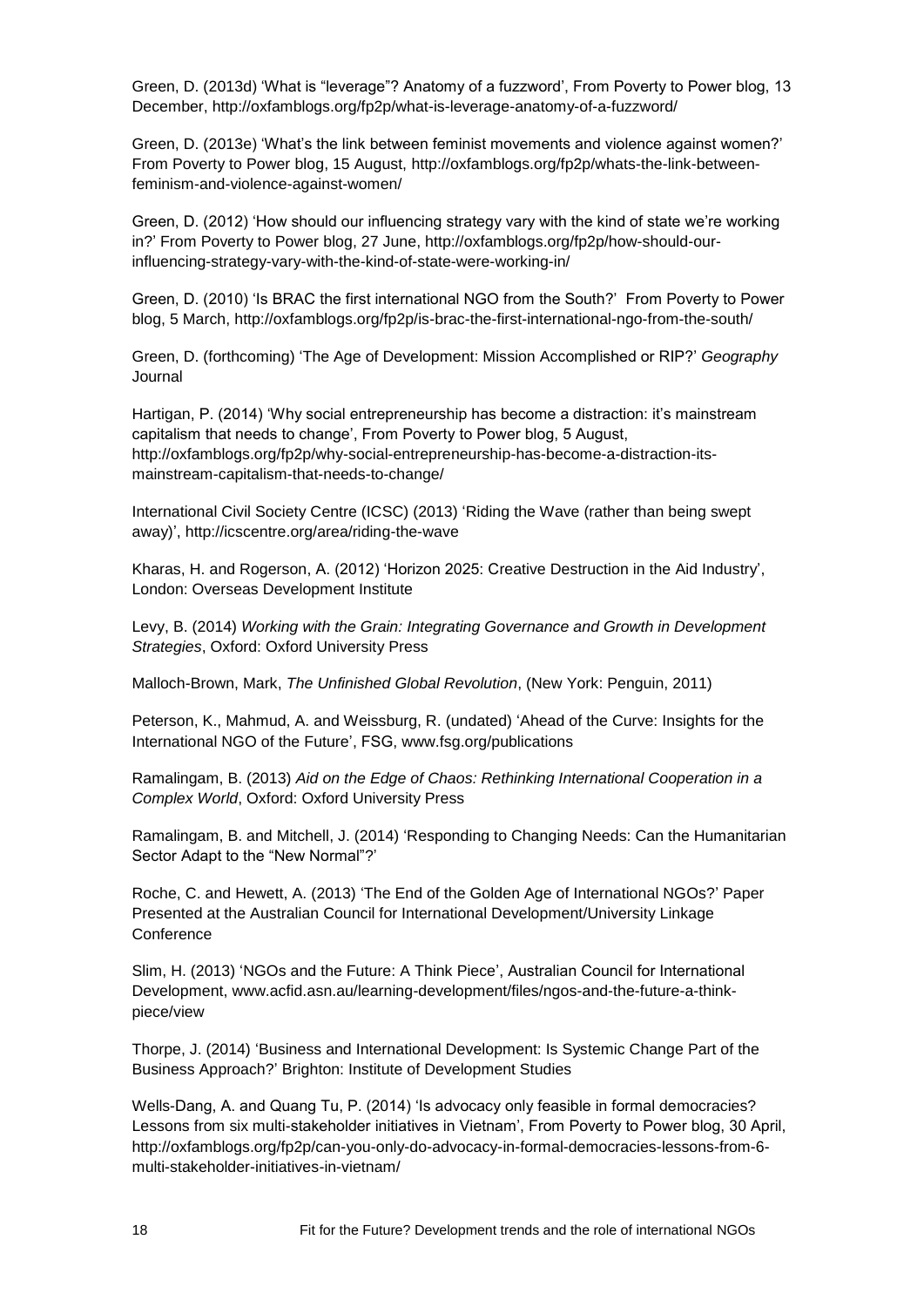Green, D. (2013d) 'What is "leverage"? Anatomy of a fuzzword', From Poverty to Power blog, 13 December, http://oxfamblogs.org/fp2p/what-is-leverage-anatomy-of-a-fuzzword/

Green, D. (2013e) 'What's the link between feminist movements and violence against women?' From Poverty to Power blog, 15 August, http://oxfamblogs.org/fp2p/whats-the-link-between-feminism-and-violence-against-women/

Green, D. (2012) 'How should our influencing strategy vary with the kind of state we're working in?' From Poverty to Power blog, 27 June, http://oxfamblogs.org/fp2p/how-should-our-influencing-strategy-vary-with-the-kind-of-state-were-working-in/

Green, D. (2010) 'Is BRAC the first international NGO from the South?' From Poverty to Power blog, 5 March, http://oxfamblogs.org/fp2p/is-brac-the-first-international-ngo-from-the-south/

Green, D. (forthcoming) 'The Age of Development: Mission Accomplished or RIP?' *Geography* Journal

Hartigan, P. (2014) 'Why social entrepreneurship has become a distraction: it's mainstream capitalism that needs to change', From Poverty to Power blog, 5 August, http://oxfamblogs.org/fp2p/why-social-entrepreneurship-has-become-a-distraction-its-mainstream-capitalism-that-needs-to-change/

International Civil Society Centre (ICSC) (2013) 'Riding the Wave (rather than being swept away)', http://icscentre.org/area/riding-the-wave

Kharas, H. and Rogerson, A. (2012) 'Horizon 2025: Creative Destruction in the Aid Industry', London: Overseas Development Institute

Levy, B. (2014) *Working with the Grain: Integrating Governance and Growth in Development Strategies*, Oxford: Oxford University Press

Malloch-Brown, Mark, *The Unfinished Global Revolution*, (New York: Penguin, 2011)

Peterson, K., Mahmud, A. and Weissburg, R. (undated) 'Ahead of the Curve: Insights for the International NGO of the Future', FSG, www.fsg.org/publications

Ramalingam, B. (2013) *Aid on the Edge of Chaos: Rethinking International Cooperation in a Complex World*, Oxford: Oxford University Press

Ramalingam, B. and Mitchell, J. (2014) 'Responding to Changing Needs: Can the Humanitarian Sector Adapt to the "New Normal"?'

Roche, C. and Hewett, A. (2013) 'The End of the Golden Age of International NGOs?' Paper Presented at the Australian Council for International Development/University Linkage Conference

Slim, H. (2013) 'NGOs and the Future: A Think Piece', Australian Council for International Development, www.acfid.asn.au/learning-development/files/ngos-and-the-future-a-think-piece/view

Thorpe, J. (2014) 'Business and International Development: Is Systemic Change Part of the Business Approach?' Brighton: Institute of Development Studies

Wells-Dang, A. and Quang Tu, P. (2014) 'Is advocacy only feasible in formal democracies? Lessons from six multi-stakeholder initiatives in Vietnam', From Poverty to Power blog, 30 April, http://oxfamblogs.org/fp2p/can-you-only-do-advocacy-in-formal-democracies-lessons-from-6-multi-stakeholder-initiatives-in-vietnam/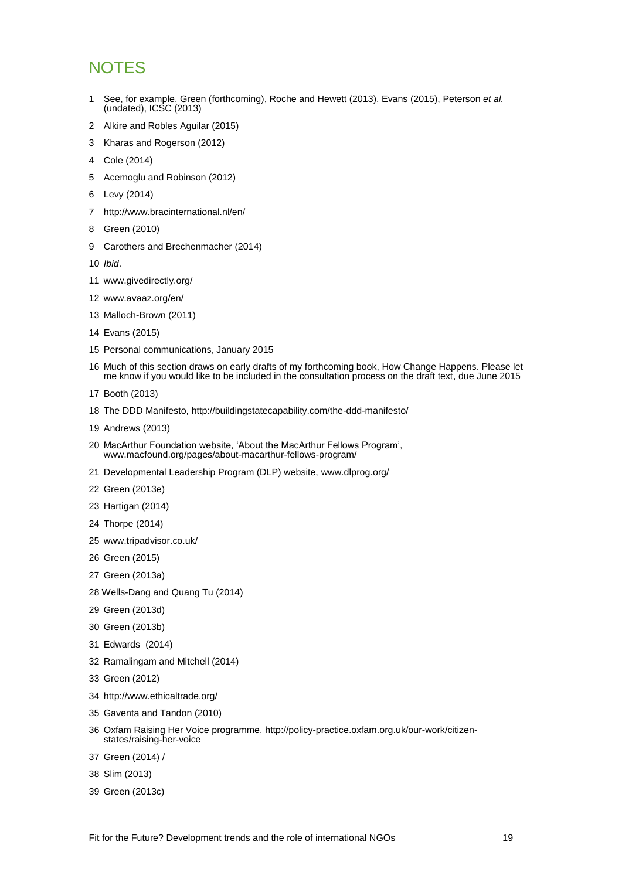# NOTES

1 See, for example, Green (forthcoming), Roche and Hewett (2013), Evans (2015), Peterson *et al.* (undated), ICSC (2013)

2 Alkire and Robles Aguilar (2015)

3 Kharas and Rogerson (2012)

4 Cole (2014)

5 Acemoglu and Robinson (2012)

6 Levy (2014)

7 http://www.bracinternational.nl/en/

8 Green (2010)

9 Carothers and Brechenmacher (2014)

10 *Ibid*.

11 www.givedirectly.org/

12 www.avaaz.org/en/

13 Malloch-Brown (2011)

14 Evans (2015)

15 Personal communications, January 2015

16 Much of this section draws on early drafts of my forthcoming book, How Change Happens. Please let me know if you would like to be included in the consultation process on the draft text, due June 2015

17 Booth (2013)

18 The DDD Manifesto, http://buildingstatecapability.com/the-ddd-manifesto/

19 Andrews (2013)

20 MacArthur Foundation website, 'About the MacArthur Fellows Program', www.macfound.org/pages/about-macarthur-fellows-program/

21 Developmental Leadership Program (DLP) website, www.dlprog.org/

22 Green (2013e)

23 Hartigan (2014)

24 Thorpe (2014)

25 www.tripadvisor.co.uk/

26 Green (2015)

27 Green (2013a)

28 Wells-Dang and Quang Tu (2014)

29 Green (2013d)

30 Green (2013b)

31 Edwards (2014)

32 Ramalingam and Mitchell (2014)

33 Green (2012)

34 http://www.ethicaltrade.org/

35 Gaventa and Tandon (2010)

36 Oxfam Raising Her Voice programme, http://policy-practice.oxfam.org.uk/our-work/citizen-states/raising-her-voice

37 Green (2014) /

38 Slim (2013)

39 Green (2013c)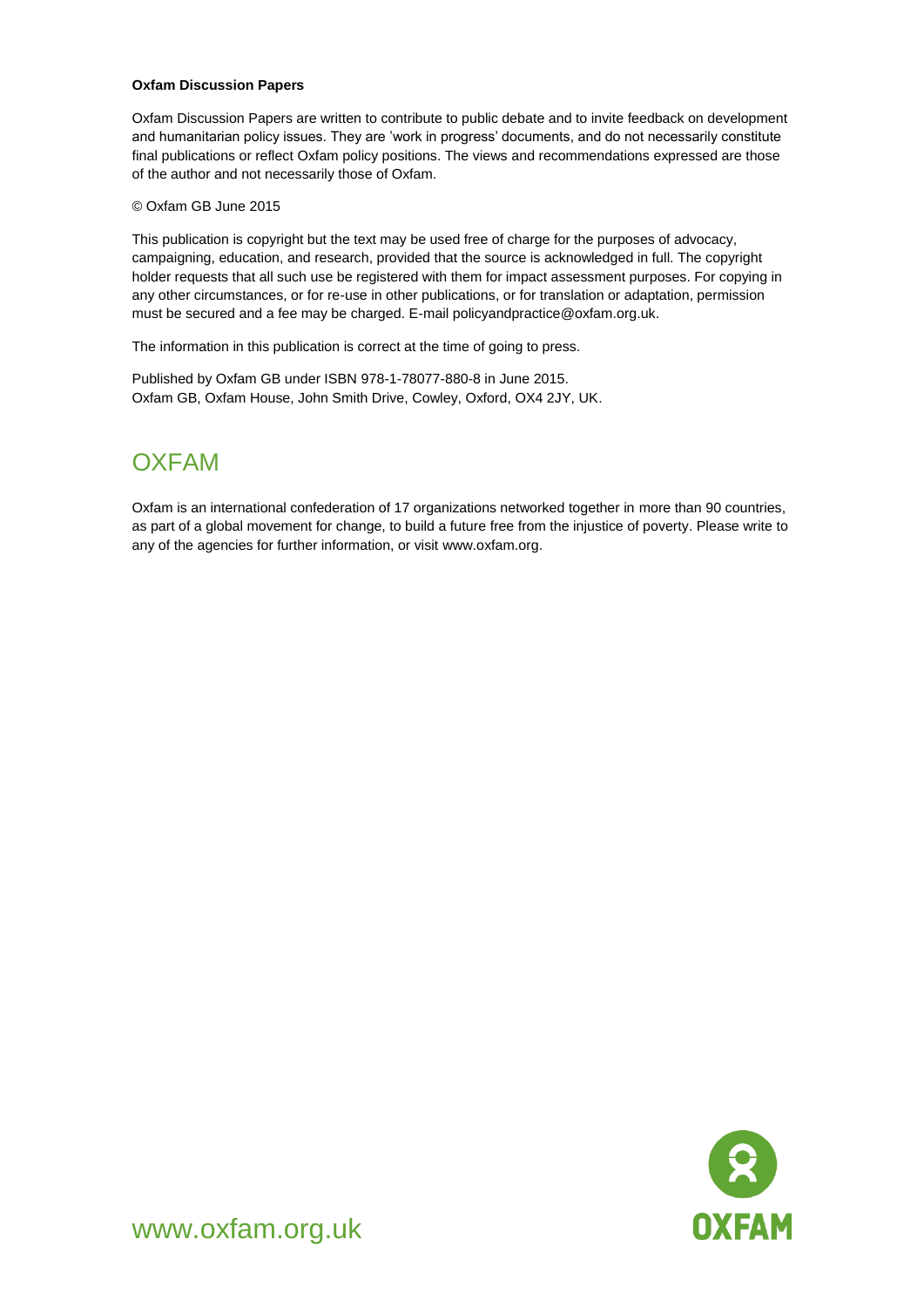**Oxfam Discussion Papers**

Oxfam Discussion Papers are written to contribute to public debate and to invite feedback on development and humanitarian policy issues. They are 'work in progress' documents, and do not necessarily constitute final publications or reflect Oxfam policy positions. The views and recommendations expressed are those of the author and not necessarily those of Oxfam.

© Oxfam GB June 2015

This publication is copyright but the text may be used free of charge for the purposes of advocacy, campaigning, education, and research, provided that the source is acknowledged in full. The copyright holder requests that all such use be registered with them for impact assessment purposes. For copying in any other circumstances, or for re-use in other publications, or for translation or adaptation, permission must be secured and a fee may be charged. E-mail policyandpractice@oxfam.org.uk.

The information in this publication is correct at the time of going to press.

Published by Oxfam GB under ISBN 978-1-78077-880-8 in June 2015.
Oxfam GB, Oxfam House, John Smith Drive, Cowley, Oxford, OX4 2JY, UK.

## OXFAM

Oxfam is an international confederation of 17 organizations networked together in more than 90 countries, as part of a global movement for change, to build a future free from the injustice of poverty. Please write to any of the agencies for further information, or visit www.oxfam.org.

www.oxfam.org.uk

OXFAM